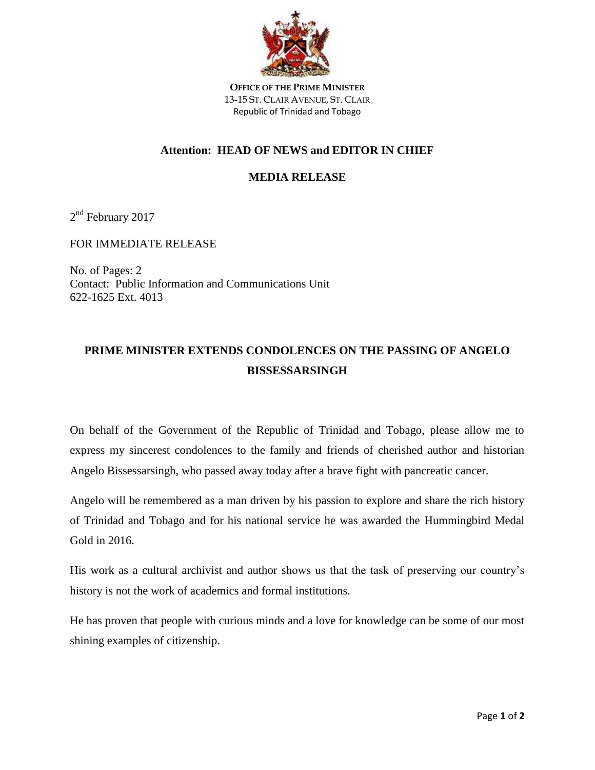**OFFICE OF THE PRIME MINISTER**
13-15 ST. CLAIR AVENUE, ST. CLAIR
Republic of Trinidad and Tobago

**Attention: HEAD OF NEWS and EDITOR IN CHIEF**

**MEDIA RELEASE**

2nd February 2017

FOR IMMEDIATE RELEASE

No. of Pages: 2
Contact: Public Information and Communications Unit
622-1625 Ext. 4013

# PRIME MINISTER EXTENDS CONDOLENCES ON THE PASSING OF ANGELO BISSESSARSINGH

On behalf of the Government of the Republic of Trinidad and Tobago, please allow me to express my sincerest condolences to the family and friends of cherished author and historian Angelo Bissessarsingh, who passed away today after a brave fight with pancreatic cancer.

Angelo will be remembered as a man driven by his passion to explore and share the rich history of Trinidad and Tobago and for his national service he was awarded the Hummingbird Medal Gold in 2016.

His work as a cultural archivist and author shows us that the task of preserving our country's history is not the work of academics and formal institutions.

He has proven that people with curious minds and a love for knowledge can be some of our most shining examples of citizenship.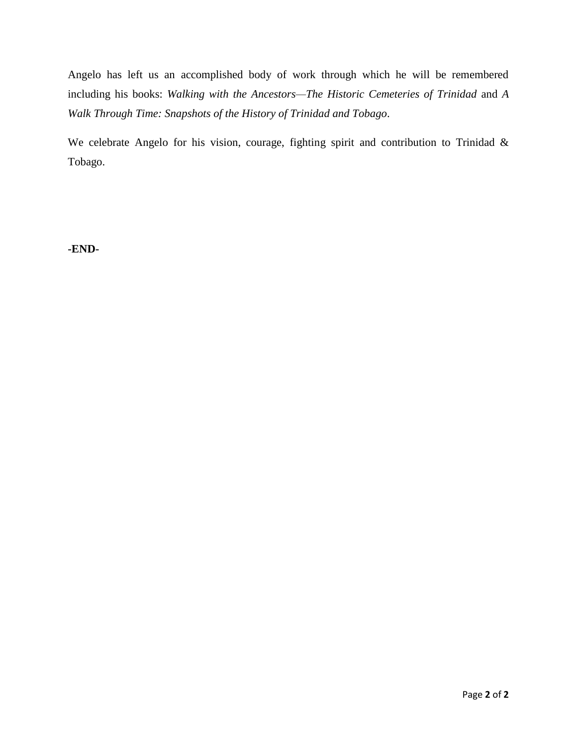Angelo has left us an accomplished body of work through which he will be remembered including his books: *Walking with the Ancestors—The Historic Cemeteries of Trinidad* and *A Walk Through Time: Snapshots of the History of Trinidad and Tobago*.

We celebrate Angelo for his vision, courage, fighting spirit and contribution to Trinidad & Tobago.

**-END-**